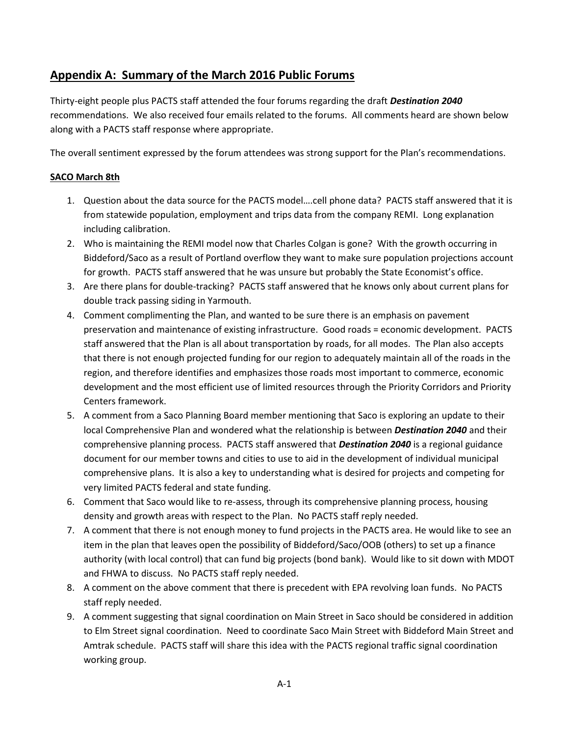## Appendix A: Summary of the March 2016 Public Forums

Thirty-eight people plus PACTS staff attended the four forums regarding the draft ***Destination 2040*** recommendations. We also received four emails related to the forums. All comments heard are shown below along with a PACTS staff response where appropriate.

The overall sentiment expressed by the forum attendees was strong support for the Plan's recommendations.

### SACO March 8th

1. Question about the data source for the PACTS model….cell phone data? PACTS staff answered that it is from statewide population, employment and trips data from the company REMI. Long explanation including calibration.
2. Who is maintaining the REMI model now that Charles Colgan is gone? With the growth occurring in Biddeford/Saco as a result of Portland overflow they want to make sure population projections account for growth. PACTS staff answered that he was unsure but probably the State Economist's office.
3. Are there plans for double-tracking? PACTS staff answered that he knows only about current plans for double track passing siding in Yarmouth.
4. Comment complimenting the Plan, and wanted to be sure there is an emphasis on pavement preservation and maintenance of existing infrastructure. Good roads = economic development. PACTS staff answered that the Plan is all about transportation by roads, for all modes. The Plan also accepts that there is not enough projected funding for our region to adequately maintain all of the roads in the region, and therefore identifies and emphasizes those roads most important to commerce, economic development and the most efficient use of limited resources through the Priority Corridors and Priority Centers framework.
5. A comment from a Saco Planning Board member mentioning that Saco is exploring an update to their local Comprehensive Plan and wondered what the relationship is between ***Destination 2040*** and their comprehensive planning process. PACTS staff answered that ***Destination 2040*** is a regional guidance document for our member towns and cities to use to aid in the development of individual municipal comprehensive plans. It is also a key to understanding what is desired for projects and competing for very limited PACTS federal and state funding.
6. Comment that Saco would like to re-assess, through its comprehensive planning process, housing density and growth areas with respect to the Plan. No PACTS staff reply needed.
7. A comment that there is not enough money to fund projects in the PACTS area. He would like to see an item in the plan that leaves open the possibility of Biddeford/Saco/OOB (others) to set up a finance authority (with local control) that can fund big projects (bond bank). Would like to sit down with MDOT and FHWA to discuss. No PACTS staff reply needed.
8. A comment on the above comment that there is precedent with EPA revolving loan funds. No PACTS staff reply needed.
9. A comment suggesting that signal coordination on Main Street in Saco should be considered in addition to Elm Street signal coordination. Need to coordinate Saco Main Street with Biddeford Main Street and Amtrak schedule. PACTS staff will share this idea with the PACTS regional traffic signal coordination working group.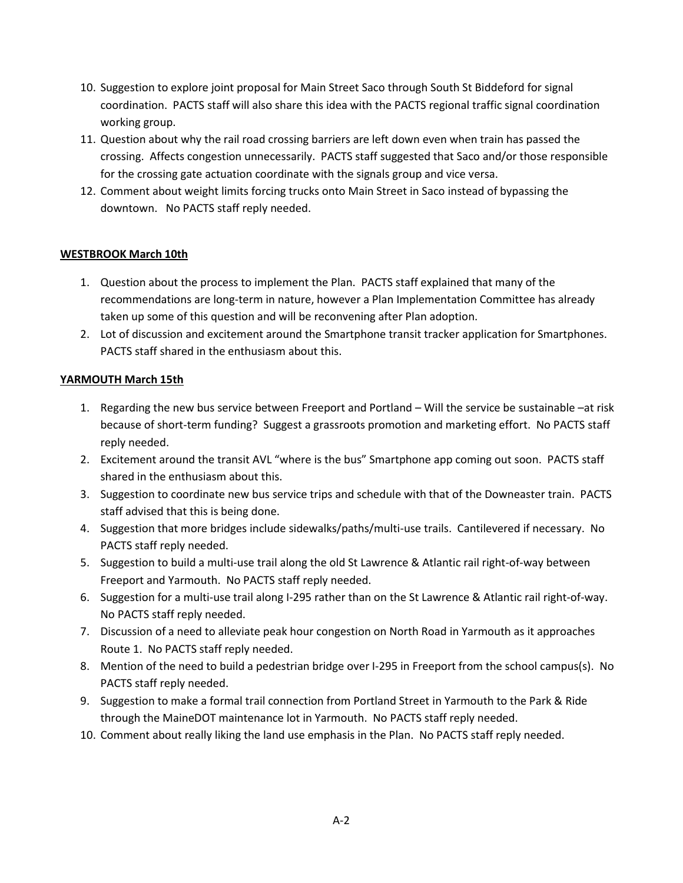10. Suggestion to explore joint proposal for Main Street Saco through South St Biddeford for signal coordination. PACTS staff will also share this idea with the PACTS regional traffic signal coordination working group.
11. Question about why the rail road crossing barriers are left down even when train has passed the crossing. Affects congestion unnecessarily. PACTS staff suggested that Saco and/or those responsible for the crossing gate actuation coordinate with the signals group and vice versa.
12. Comment about weight limits forcing trucks onto Main Street in Saco instead of bypassing the downtown. No PACTS staff reply needed.

**WESTBROOK March 10th**

1. Question about the process to implement the Plan. PACTS staff explained that many of the recommendations are long-term in nature, however a Plan Implementation Committee has already taken up some of this question and will be reconvening after Plan adoption.
2. Lot of discussion and excitement around the Smartphone transit tracker application for Smartphones. PACTS staff shared in the enthusiasm about this.

**YARMOUTH March 15th**

1. Regarding the new bus service between Freeport and Portland – Will the service be sustainable –at risk because of short-term funding? Suggest a grassroots promotion and marketing effort. No PACTS staff reply needed.
2. Excitement around the transit AVL "where is the bus" Smartphone app coming out soon. PACTS staff shared in the enthusiasm about this.
3. Suggestion to coordinate new bus service trips and schedule with that of the Downeaster train. PACTS staff advised that this is being done.
4. Suggestion that more bridges include sidewalks/paths/multi-use trails. Cantilevered if necessary. No PACTS staff reply needed.
5. Suggestion to build a multi-use trail along the old St Lawrence & Atlantic rail right-of-way between Freeport and Yarmouth. No PACTS staff reply needed.
6. Suggestion for a multi-use trail along I-295 rather than on the St Lawrence & Atlantic rail right-of-way. No PACTS staff reply needed.
7. Discussion of a need to alleviate peak hour congestion on North Road in Yarmouth as it approaches Route 1. No PACTS staff reply needed.
8. Mention of the need to build a pedestrian bridge over I-295 in Freeport from the school campus(s). No PACTS staff reply needed.
9. Suggestion to make a formal trail connection from Portland Street in Yarmouth to the Park & Ride through the MaineDOT maintenance lot in Yarmouth. No PACTS staff reply needed.
10. Comment about really liking the land use emphasis in the Plan. No PACTS staff reply needed.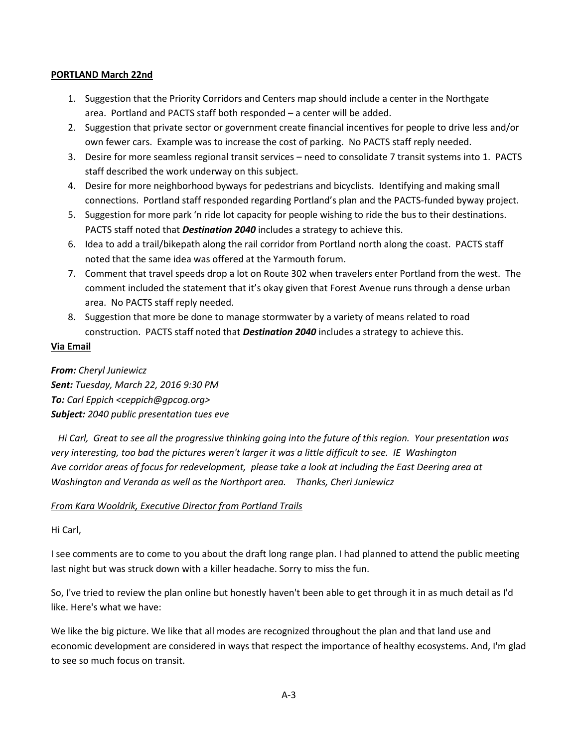**PORTLAND March 22nd**

1. Suggestion that the Priority Corridors and Centers map should include a center in the Northgate area. Portland and PACTS staff both responded – a center will be added.
2. Suggestion that private sector or government create financial incentives for people to drive less and/or own fewer cars. Example was to increase the cost of parking. No PACTS staff reply needed.
3. Desire for more seamless regional transit services – need to consolidate 7 transit systems into 1. PACTS staff described the work underway on this subject.
4. Desire for more neighborhood byways for pedestrians and bicyclists. Identifying and making small connections. Portland staff responded regarding Portland's plan and the PACTS-funded byway project.
5. Suggestion for more park 'n ride lot capacity for people wishing to ride the bus to their destinations. PACTS staff noted that ***Destination 2040*** includes a strategy to achieve this.
6. Idea to add a trail/bikepath along the rail corridor from Portland north along the coast. PACTS staff noted that the same idea was offered at the Yarmouth forum.
7. Comment that travel speeds drop a lot on Route 302 when travelers enter Portland from the west. The comment included the statement that it's okay given that Forest Avenue runs through a dense urban area. No PACTS staff reply needed.
8. Suggestion that more be done to manage stormwater by a variety of means related to road construction. PACTS staff noted that ***Destination 2040*** includes a strategy to achieve this.

**Via Email**

***From:*** *Cheryl Juniewicz*
***Sent:*** *Tuesday, March 22, 2016 9:30 PM*
***To:*** *Carl Eppich <ceppich@gpcog.org>*
***Subject:*** *2040 public presentation tues eve*

*Hi Carl, Great to see all the progressive thinking going into the future of this region. Your presentation was very interesting, too bad the pictures weren't larger it was a little difficult to see. IE Washington Ave corridor areas of focus for redevelopment, please take a look at including the East Deering area at Washington and Veranda as well as the Northport area. Thanks, Cheri Juniewicz*

*From Kara Wooldrik, Executive Director from Portland Trails*

Hi Carl,

I see comments are to come to you about the draft long range plan. I had planned to attend the public meeting last night but was struck down with a killer headache. Sorry to miss the fun.

So, I've tried to review the plan online but honestly haven't been able to get through it in as much detail as I'd like. Here's what we have:

We like the big picture. We like that all modes are recognized throughout the plan and that land use and economic development are considered in ways that respect the importance of healthy ecosystems. And, I'm glad to see so much focus on transit.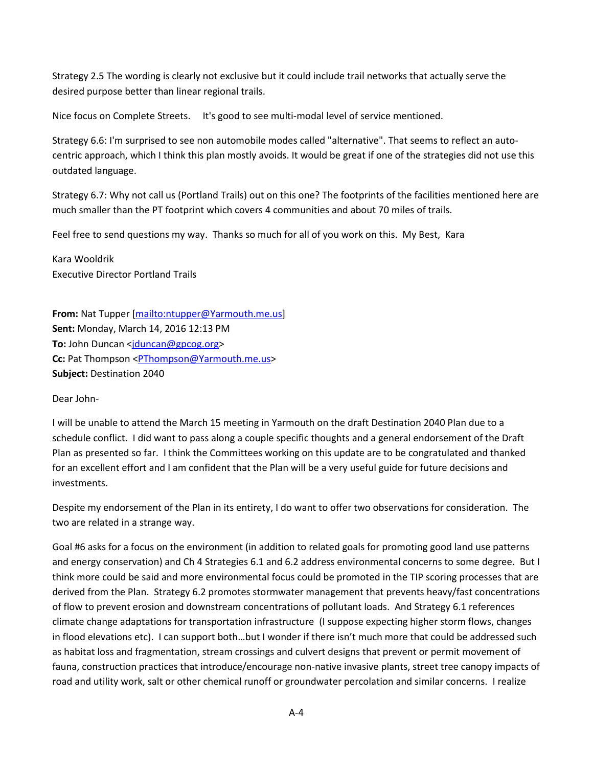Strategy 2.5 The wording is clearly not exclusive but it could include trail networks that actually serve the desired purpose better than linear regional trails.

Nice focus on Complete Streets.    It's good to see multi-modal level of service mentioned.

Strategy 6.6: I'm surprised to see non automobile modes called "alternative". That seems to reflect an auto-centric approach, which I think this plan mostly avoids. It would be great if one of the strategies did not use this outdated language.

Strategy 6.7: Why not call us (Portland Trails) out on this one? The footprints of the facilities mentioned here are much smaller than the PT footprint which covers 4 communities and about 70 miles of trails.

Feel free to send questions my way.  Thanks so much for all of you work on this.  My Best,  Kara

Kara Wooldrik
Executive Director Portland Trails

**From:** Nat Tupper [mailto:ntupper@Yarmouth.me.us]
**Sent:** Monday, March 14, 2016 12:13 PM
**To:** John Duncan <jduncan@gpcog.org>
**Cc:** Pat Thompson <PThompson@Yarmouth.me.us>
**Subject:** Destination 2040

Dear John-

I will be unable to attend the March 15 meeting in Yarmouth on the draft Destination 2040 Plan due to a schedule conflict.  I did want to pass along a couple specific thoughts and a general endorsement of the Draft Plan as presented so far.  I think the Committees working on this update are to be congratulated and thanked for an excellent effort and I am confident that the Plan will be a very useful guide for future decisions and investments.

Despite my endorsement of the Plan in its entirety, I do want to offer two observations for consideration.  The two are related in a strange way.

Goal #6 asks for a focus on the environment (in addition to related goals for promoting good land use patterns and energy conservation) and Ch 4 Strategies 6.1 and 6.2 address environmental concerns to some degree.  But I think more could be said and more environmental focus could be promoted in the TIP scoring processes that are derived from the Plan.  Strategy 6.2 promotes stormwater management that prevents heavy/fast concentrations of flow to prevent erosion and downstream concentrations of pollutant loads.  And Strategy 6.1 references climate change adaptations for transportation infrastructure  (I suppose expecting higher storm flows, changes in flood elevations etc).  I can support both…but I wonder if there isn't much more that could be addressed such as habitat loss and fragmentation, stream crossings and culvert designs that prevent or permit movement of fauna, construction practices that introduce/encourage non-native invasive plants, street tree canopy impacts of road and utility work, salt or other chemical runoff or groundwater percolation and similar concerns.  I realize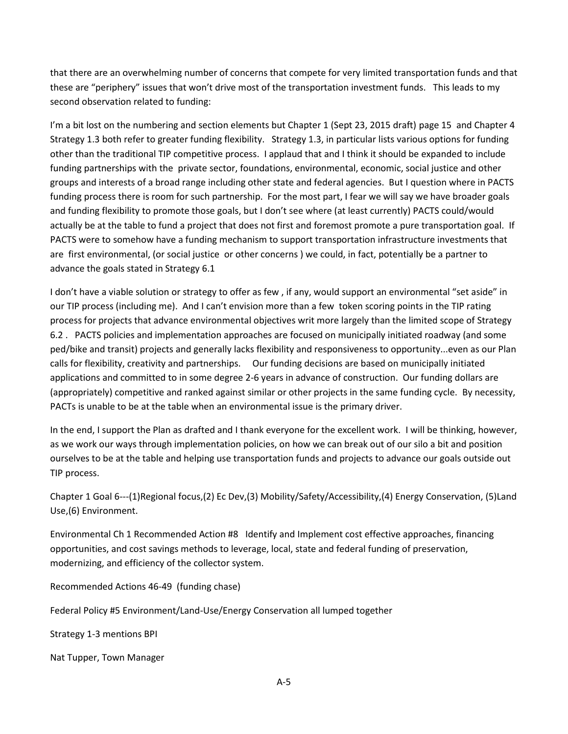that there are an overwhelming number of concerns that compete for very limited transportation funds and that these are "periphery" issues that won't drive most of the transportation investment funds. This leads to my second observation related to funding:

I'm a bit lost on the numbering and section elements but Chapter 1 (Sept 23, 2015 draft) page 15 and Chapter 4 Strategy 1.3 both refer to greater funding flexibility. Strategy 1.3, in particular lists various options for funding other than the traditional TIP competitive process. I applaud that and I think it should be expanded to include funding partnerships with the private sector, foundations, environmental, economic, social justice and other groups and interests of a broad range including other state and federal agencies. But I question where in PACTS funding process there is room for such partnership. For the most part, I fear we will say we have broader goals and funding flexibility to promote those goals, but I don't see where (at least currently) PACTS could/would actually be at the table to fund a project that does not first and foremost promote a pure transportation goal. If PACTS were to somehow have a funding mechanism to support transportation infrastructure investments that are first environmental, (or social justice or other concerns ) we could, in fact, potentially be a partner to advance the goals stated in Strategy 6.1

I don't have a viable solution or strategy to offer as few , if any, would support an environmental "set aside" in our TIP process (including me). And I can't envision more than a few token scoring points in the TIP rating process for projects that advance environmental objectives writ more largely than the limited scope of Strategy 6.2 . PACTS policies and implementation approaches are focused on municipally initiated roadway (and some ped/bike and transit) projects and generally lacks flexibility and responsiveness to opportunity...even as our Plan calls for flexibility, creativity and partnerships. Our funding decisions are based on municipally initiated applications and committed to in some degree 2-6 years in advance of construction. Our funding dollars are (appropriately) competitive and ranked against similar or other projects in the same funding cycle. By necessity, PACTs is unable to be at the table when an environmental issue is the primary driver.

In the end, I support the Plan as drafted and I thank everyone for the excellent work. I will be thinking, however, as we work our ways through implementation policies, on how we can break out of our silo a bit and position ourselves to be at the table and helping use transportation funds and projects to advance our goals outside out TIP process.

Chapter 1 Goal 6---(1)Regional focus,(2) Ec Dev,(3) Mobility/Safety/Accessibility,(4) Energy Conservation, (5)Land Use,(6) Environment.

Environmental Ch 1 Recommended Action #8 Identify and Implement cost effective approaches, financing opportunities, and cost savings methods to leverage, local, state and federal funding of preservation, modernizing, and efficiency of the collector system.

Recommended Actions 46-49 (funding chase)

Federal Policy #5 Environment/Land-Use/Energy Conservation all lumped together

Strategy 1-3 mentions BPI

Nat Tupper, Town Manager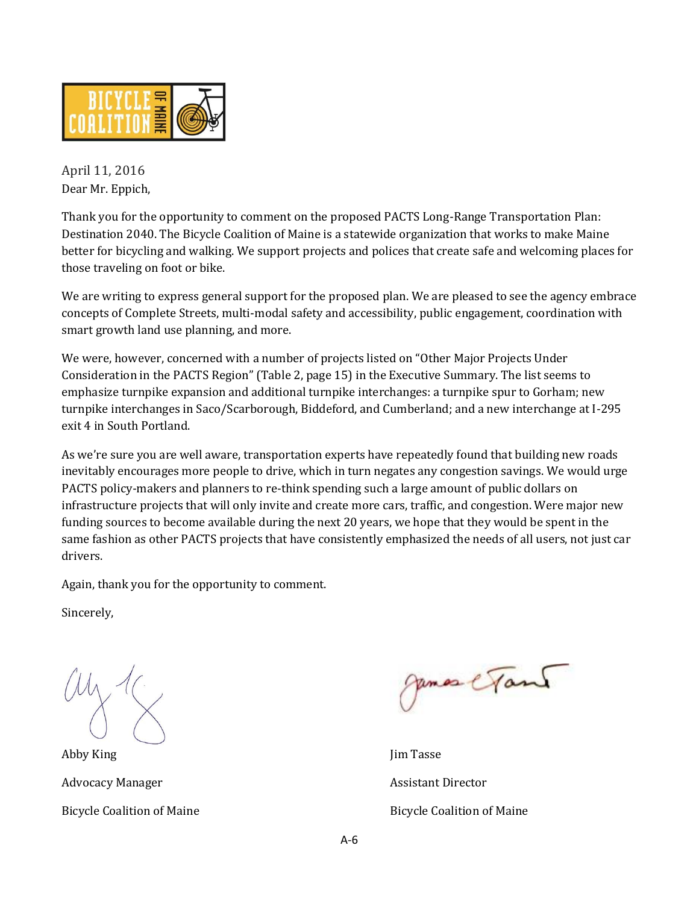April 11, 2016

Dear Mr. Eppich,

Thank you for the opportunity to comment on the proposed PACTS Long-Range Transportation Plan: Destination 2040. The Bicycle Coalition of Maine is a statewide organization that works to make Maine better for bicycling and walking. We support projects and polices that create safe and welcoming places for those traveling on foot or bike.

We are writing to express general support for the proposed plan. We are pleased to see the agency embrace concepts of Complete Streets, multi-modal safety and accessibility, public engagement, coordination with smart growth land use planning, and more.

We were, however, concerned with a number of projects listed on "Other Major Projects Under Consideration in the PACTS Region" (Table 2, page 15) in the Executive Summary. The list seems to emphasize turnpike expansion and additional turnpike interchanges: a turnpike spur to Gorham; new turnpike interchanges in Saco/Scarborough, Biddeford, and Cumberland; and a new interchange at I-295 exit 4 in South Portland.

As we're sure you are well aware, transportation experts have repeatedly found that building new roads inevitably encourages more people to drive, which in turn negates any congestion savings. We would urge PACTS policy-makers and planners to re-think spending such a large amount of public dollars on infrastructure projects that will only invite and create more cars, traffic, and congestion. Were major new funding sources to become available during the next 20 years, we hope that they would be spent in the same fashion as other PACTS projects that have consistently emphasized the needs of all users, not just car drivers.

Again, thank you for the opportunity to comment.

Sincerely,

Abby King

Advocacy Manager

Bicycle Coalition of Maine

Jim Tasse

Assistant Director

Bicycle Coalition of Maine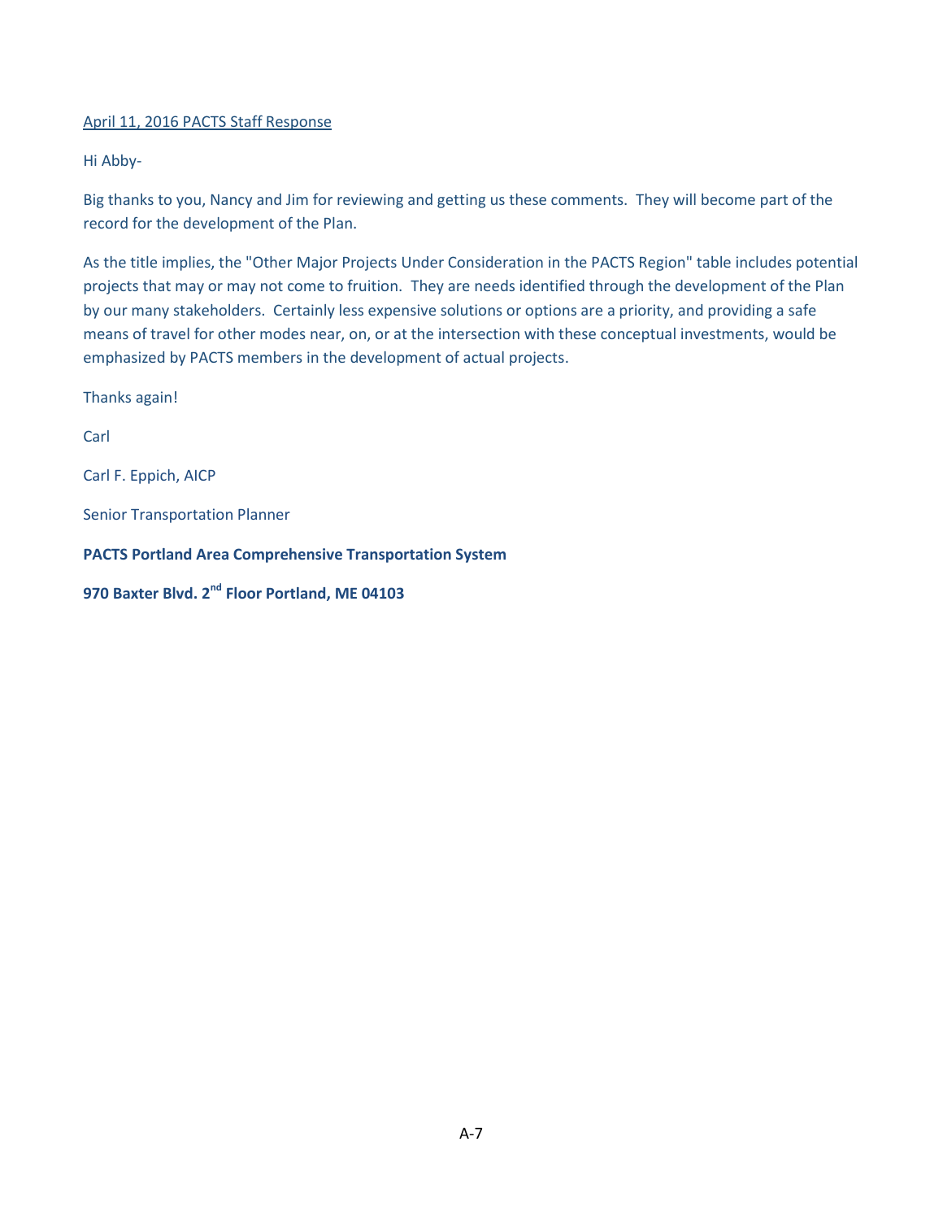<u>April 11, 2016 PACTS Staff Response</u>

Hi Abby-

Big thanks to you, Nancy and Jim for reviewing and getting us these comments. They will become part of the record for the development of the Plan.

As the title implies, the "Other Major Projects Under Consideration in the PACTS Region" table includes potential projects that may or may not come to fruition. They are needs identified through the development of the Plan by our many stakeholders. Certainly less expensive solutions or options are a priority, and providing a safe means of travel for other modes near, on, or at the intersection with these conceptual investments, would be emphasized by PACTS members in the development of actual projects.

Thanks again!

Carl

Carl F. Eppich, AICP

Senior Transportation Planner

**PACTS Portland Area Comprehensive Transportation System**

**970 Baxter Blvd. 2nd Floor Portland, ME 04103**